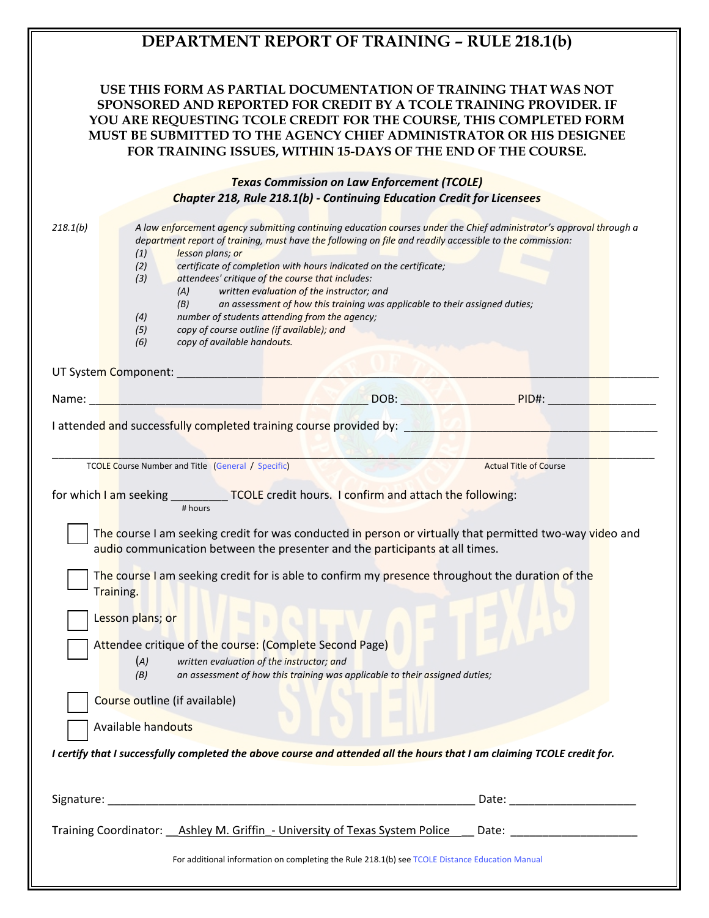# DEPARTMENT REPORT OF TRAINING – RULE 218.1(b)

**USE THIS FORM AS PARTIAL DOCUMENTATION OF TRAINING THAT WAS NOT SPONSORED AND REPORTED FOR CREDIT BY A TCOLE TRAINING PROVIDER. IF YOU ARE REQUESTING TCOLE CREDIT FOR THE COURSE, THIS COMPLETED FORM MUST BE SUBMITTED TO THE AGENCY CHIEF ADMINISTRATOR OR HIS DESIGNEE FOR TRAINING ISSUES, WITHIN 15-DAYS OF THE END OF THE COURSE.**

***Texas Commission on Law Enforcement (TCOLE)***
***Chapter 218, Rule 218.1(b) - Continuing Education Credit for Licensees***

*218.1(b)* *A law enforcement agency submitting continuing education courses under the Chief administrator's approval through a department report of training, must have the following on file and readily accessible to the commission:*

- *(1) lesson plans; or*
- *(2) certificate of completion with hours indicated on the certificate;*
- *(3) attendees' critique of the course that includes:*
  - *(A) written evaluation of the instructor; and*
  - *(B) an assessment of how this training was applicable to their assigned duties;*
- *(4) number of students attending from the agency;*
- *(5) copy of course outline (if available); and*
- *(6) copy of available handouts.*

UT System Component: ______________________________________________

Name: ______________________________ DOB: ______________ PID#: ______________

I attended and successfully completed training course provided by: ______________________________

______________________________________________________________________________
TCOLE Course Number and Title (General / Specific) Actual Title of Course

for which I am seeking _________ TCOLE credit hours. I confirm and attach the following:
# hours

☐ The course I am seeking credit for was conducted in person or virtually that permitted two-way video and audio communication between the presenter and the participants at all times.

☐ The course I am seeking credit for is able to confirm my presence throughout the duration of the Training.

☐ Lesson plans; or

☐ Attendee critique of the course: (Complete Second Page)
- *(A) written evaluation of the instructor; and*
- *(B) an assessment of how this training was applicable to their assigned duties;*

☐ Course outline (if available)

☐ Available handouts

***I certify that I successfully completed the above course and attended all the hours that I am claiming TCOLE credit for.***

Signature: ______________________________________________ Date: ________________

Training Coordinator: __Ashley M. Griffin_- University of Texas System Police___ Date: ________________

For additional information on completing the Rule 218.1(b) see TCOLE Distance Education Manual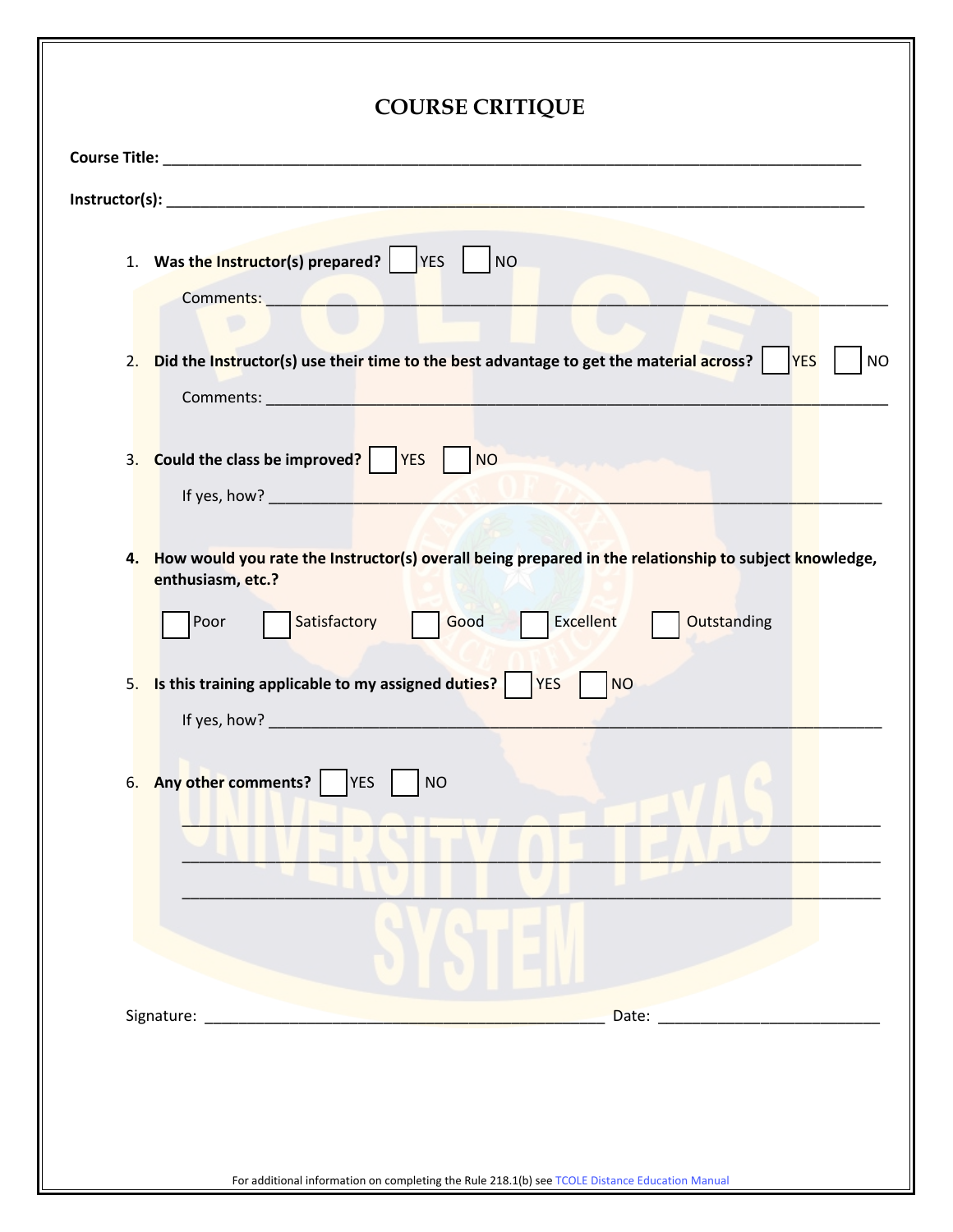# COURSE CRITIQUE

**Course Title:** ______________________________________________________________________________

**Instructor(s):** ______________________________________________________________________________

1. **Was the Instructor(s) prepared?** ☐ YES ☐ NO

   Comments: ______________________________________________________________________

2. **Did the Instructor(s) use their time to the best advantage to get the material across?** ☐ YES ☐ NO

   Comments: ______________________________________________________________________

3. **Could the class be improved?** ☐ YES ☐ NO

   If yes, how? ______________________________________________________________________

4. **How would you rate the Instructor(s) overall being prepared in the relationship to subject knowledge, enthusiasm, etc.?**

   ☐ Poor ☐ Satisfactory ☐ Good ☐ Excellent ☐ Outstanding

5. **Is this training applicable to my assigned duties?** ☐ YES ☐ NO

   If yes, how? ______________________________________________________________________

6. **Any other comments?** ☐ YES ☐ NO

   ______________________________________________________________________

   ______________________________________________________________________

   ______________________________________________________________________

Signature: ____________________________________________ Date: ________________________

For additional information on completing the Rule 218.1(b) see TCOLE Distance Education Manual